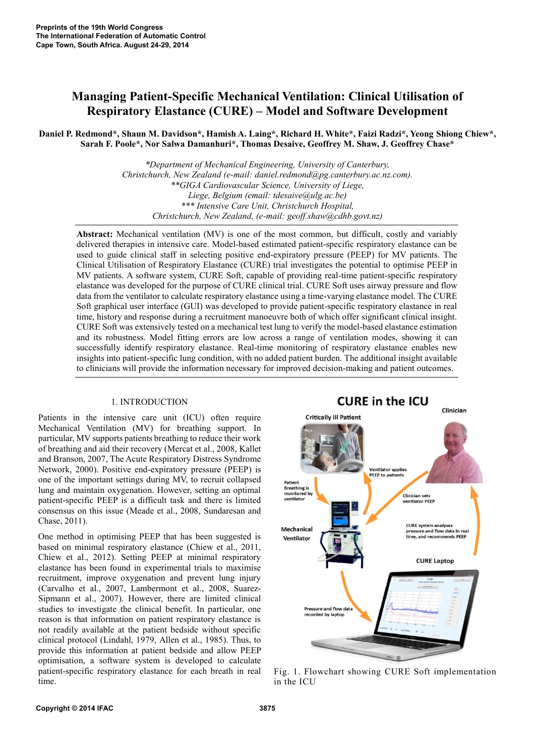# Managing Patient-Specific Mechanical Ventilation: Clinical Utilisation of Respiratory Elastance (CURE) – Model and Software Development

**Daniel P. Redmond\*, Shaun M. Davidson\*, Hamish A. Laing\*, Richard H. White\*, Faizi Radzi\*, Yeong Shiong Chiew\*, Sarah F. Poole\*, Nor Salwa Damanhuri\*, Thomas Desaive, Geoffrey M. Shaw, J. Geoffrey Chase\***

*\*Department of Mechanical Engineering, University of Canterbury, Christchurch, New Zealand (e-mail: daniel.redmond@pg.canterbury.ac.nz.com).*
*\*\*GIGA Cardiovascular Science, University of Liege, Liege, Belgium (email: tdesaive@ulg.ac.be)*
*\*\*\* Intensive Care Unit, Christchurch Hospital, Christchurch, New Zealand, (e-mail: geoff.shaw@cdhb.govt.nz)*

**Abstract:** Mechanical ventilation (MV) is one of the most common, but difficult, costly and variably delivered therapies in intensive care. Model-based estimated patient-specific respiratory elastance can be used to guide clinical staff in selecting positive end-expiratory pressure (PEEP) for MV patients. The Clinical Utilisation of Respiratory Elastance (CURE) trial investigates the potential to optimise PEEP in MV patients. A software system, CURE Soft, capable of providing real-time patient-specific respiratory elastance was developed for the purpose of CURE clinical trial. CURE Soft uses airway pressure and flow data from the ventilator to calculate respiratory elastance using a time-varying elastance model. The CURE Soft graphical user interface (GUI) was developed to provide patient-specific respiratory elastance in real time, history and response during a recruitment manoeuvre both of which offer significant clinical insight. CURE Soft was extensively tested on a mechanical test lung to verify the model-based elastance estimation and its robustness. Model fitting errors are low across a range of ventilation modes, showing it can successfully identify respiratory elastance. Real-time monitoring of respiratory elastance enables new insights into patient-specific lung condition, with no added patient burden. The additional insight available to clinicians will provide the information necessary for improved decision-making and patient outcomes.

## 1. INTRODUCTION

Patients in the intensive care unit (ICU) often require Mechanical Ventilation (MV) for breathing support. In particular, MV supports patients breathing to reduce their work of breathing and aid their recovery (Mercat et al., 2008, Kallet and Branson, 2007, The Acute Respiratory Distress Syndrome Network, 2000). Positive end-expiratory pressure (PEEP) is one of the important settings during MV, to recruit collapsed lung and maintain oxygenation. However, setting an optimal patient-specific PEEP is a difficult task and there is limited consensus on this issue (Meade et al., 2008, Sundaresan and Chase, 2011).

One method in optimising PEEP that has been suggested is based on minimal respiratory elastance (Chiew et al., 2011, Chiew et al., 2012). Setting PEEP at minimal respiratory elastance has been found in experimental trials to maximise recruitment, improve oxygenation and prevent lung injury (Carvalho et al., 2007, Lambermont et al., 2008, Suarez-Sipmann et al., 2007). However, there are limited clinical studies to investigate the clinical benefit. In particular, one reason is that information on patient respiratory elastance is not readily available at the patient bedside without specific clinical protocol (Lindahl, 1979, Allen et al., 1985). Thus, to provide this information at patient bedside and allow PEEP optimisation, a software system is developed to calculate patient-specific respiratory elastance for each breath in real time.

Fig. 1. Flowchart showing CURE Soft implementation in the ICU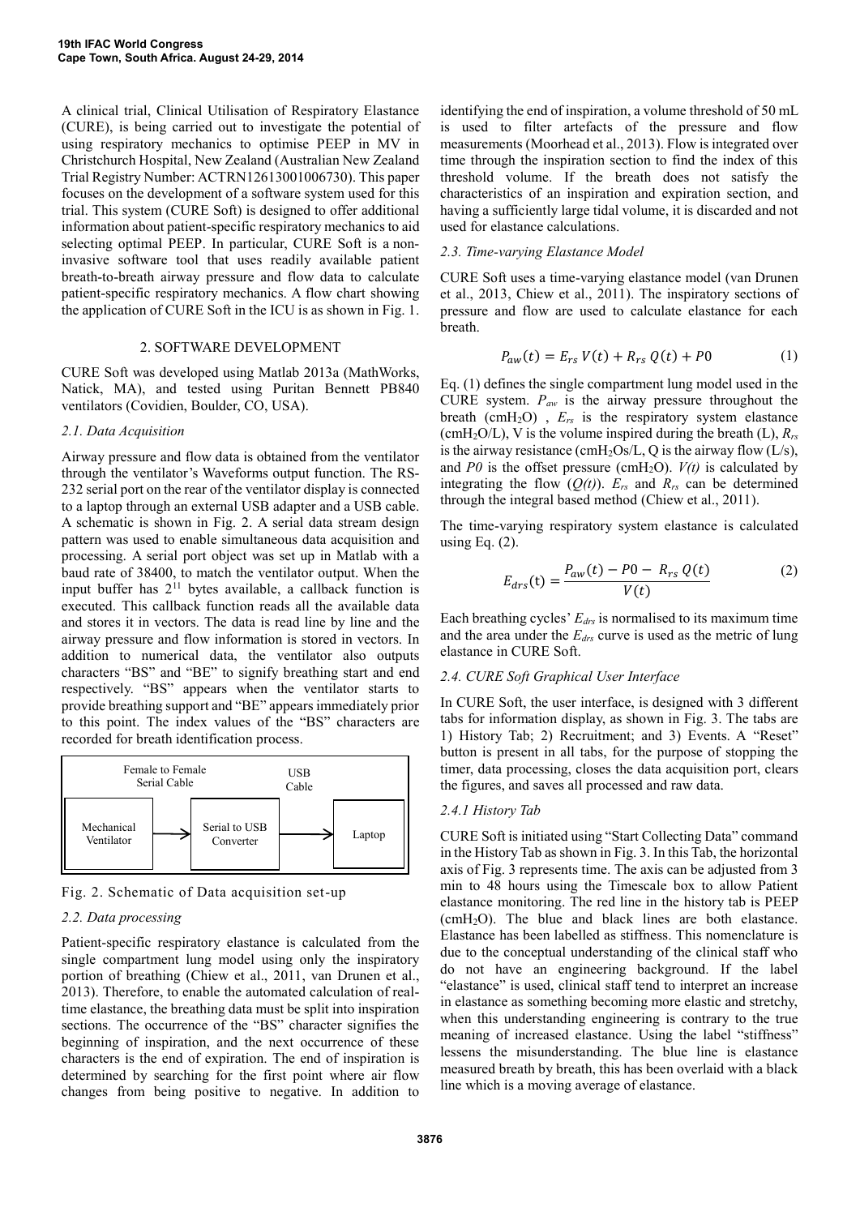A clinical trial, Clinical Utilisation of Respiratory Elastance (CURE), is being carried out to investigate the potential of using respiratory mechanics to optimise PEEP in MV in Christchurch Hospital, New Zealand (Australian New Zealand Trial Registry Number: ACTRN12613001006730). This paper focuses on the development of a software system used for this trial. This system (CURE Soft) is designed to offer additional information about patient-specific respiratory mechanics to aid selecting optimal PEEP. In particular, CURE Soft is a non-invasive software tool that uses readily available patient breath-to-breath airway pressure and flow data to calculate patient-specific respiratory mechanics. A flow chart showing the application of CURE Soft in the ICU is as shown in Fig. 1.

## 2. SOFTWARE DEVELOPMENT

CURE Soft was developed using Matlab 2013a (MathWorks, Natick, MA), and tested using Puritan Bennett PB840 ventilators (Covidien, Boulder, CO, USA).

### *2.1. Data Acquisition*

Airway pressure and flow data is obtained from the ventilator through the ventilator's Waveforms output function. The RS-232 serial port on the rear of the ventilator display is connected to a laptop through an external USB adapter and a USB cable. A schematic is shown in Fig. 2. A serial data stream design pattern was used to enable simultaneous data acquisition and processing. A serial port object was set up in Matlab with a baud rate of 38400, to match the ventilator output. When the input buffer has $2^{11}$ bytes available, a callback function is executed. This callback function reads all the available data and stores it in vectors. The data is read line by line and the airway pressure and flow information is stored in vectors. In addition to numerical data, the ventilator also outputs characters "BS" and "BE" to signify breathing start and end respectively. "BS" appears when the ventilator starts to provide breathing support and "BE" appears immediately prior to this point. The index values of the "BS" characters are recorded for breath identification process.

Mechanical Ventilator → (Female to Female Serial Cable) → Serial to USB Converter → (USB Cable) → Laptop

Fig. 2. Schematic of Data acquisition set-up

### *2.2. Data processing*

Patient-specific respiratory elastance is calculated from the single compartment lung model using only the inspiratory portion of breathing (Chiew et al., 2011, van Drunen et al., 2013). Therefore, to enable the automated calculation of real-time elastance, the breathing data must be split into inspiration sections. The occurrence of the "BS" character signifies the beginning of inspiration, and the next occurrence of these characters is the end of expiration. The end of inspiration is determined by searching for the first point where air flow changes from being positive to negative. In addition to identifying the end of inspiration, a volume threshold of 50 mL is used to filter artefacts of the pressure and flow measurements (Moorhead et al., 2013). Flow is integrated over time through the inspiration section to find the index of this threshold volume. If the breath does not satisfy the characteristics of an inspiration and expiration section, and having a sufficiently large tidal volume, it is discarded and not used for elastance calculations.

### *2.3. Time-varying Elastance Model*

CURE Soft uses a time-varying elastance model (van Drunen et al., 2013, Chiew et al., 2011). The inspiratory sections of pressure and flow are used to calculate elastance for each breath.

$$P_{aw}(t) = E_{rs}\,V(t) + R_{rs}\,Q(t) + P0 \tag{1}$$

Eq. (1) defines the single compartment lung model used in the CURE system. $P_{aw}$ is the airway pressure throughout the breath ($cmH_2O$) , $E_{rs}$ is the respiratory system elastance ($cmH_2O/L$), V is the volume inspired during the breath (L), $R_{rs}$ is the airway resistance ($cmH_2Os/L$, Q is the airway flow (L/s), and $P0$ is the offset pressure ($cmH_2O$). $V(t)$ is calculated by integrating the flow ($Q(t)$). $E_{rs}$ and $R_{rs}$ can be determined through the integral based method (Chiew et al., 2011).

The time-varying respiratory system elastance is calculated using Eq. (2).

$$E_{drs}(\mathrm{t}) = \frac{P_{aw}(t) - P0 - R_{rs}\,Q(t)}{V(t)} \tag{2}$$

Each breathing cycles' $E_{drs}$ is normalised to its maximum time and the area under the $E_{drs}$ curve is used as the metric of lung elastance in CURE Soft.

### *2.4. CURE Soft Graphical User Interface*

In CURE Soft, the user interface, is designed with 3 different tabs for information display, as shown in Fig. 3. The tabs are 1) History Tab; 2) Recruitment; and 3) Events. A "Reset" button is present in all tabs, for the purpose of stopping the timer, data processing, closes the data acquisition port, clears the figures, and saves all processed and raw data.

#### *2.4.1 History Tab*

CURE Soft is initiated using "Start Collecting Data" command in the History Tab as shown in Fig. 3. In this Tab, the horizontal axis of Fig. 3 represents time. The axis can be adjusted from 3 min to 48 hours using the Timescale box to allow Patient elastance monitoring. The red line in the history tab is PEEP ($cmH_2O$). The blue and black lines are both elastance. Elastance has been labelled as stiffness. This nomenclature is due to the conceptual understanding of the clinical staff who do not have an engineering background. If the label "elastance" is used, clinical staff tend to interpret an increase in elastance as something becoming more elastic and stretchy, when this understanding engineering is contrary to the true meaning of increased elastance. Using the label "stiffness" lessens the misunderstanding. The blue line is elastance measured breath by breath, this has been overlaid with a black line which is a moving average of elastance.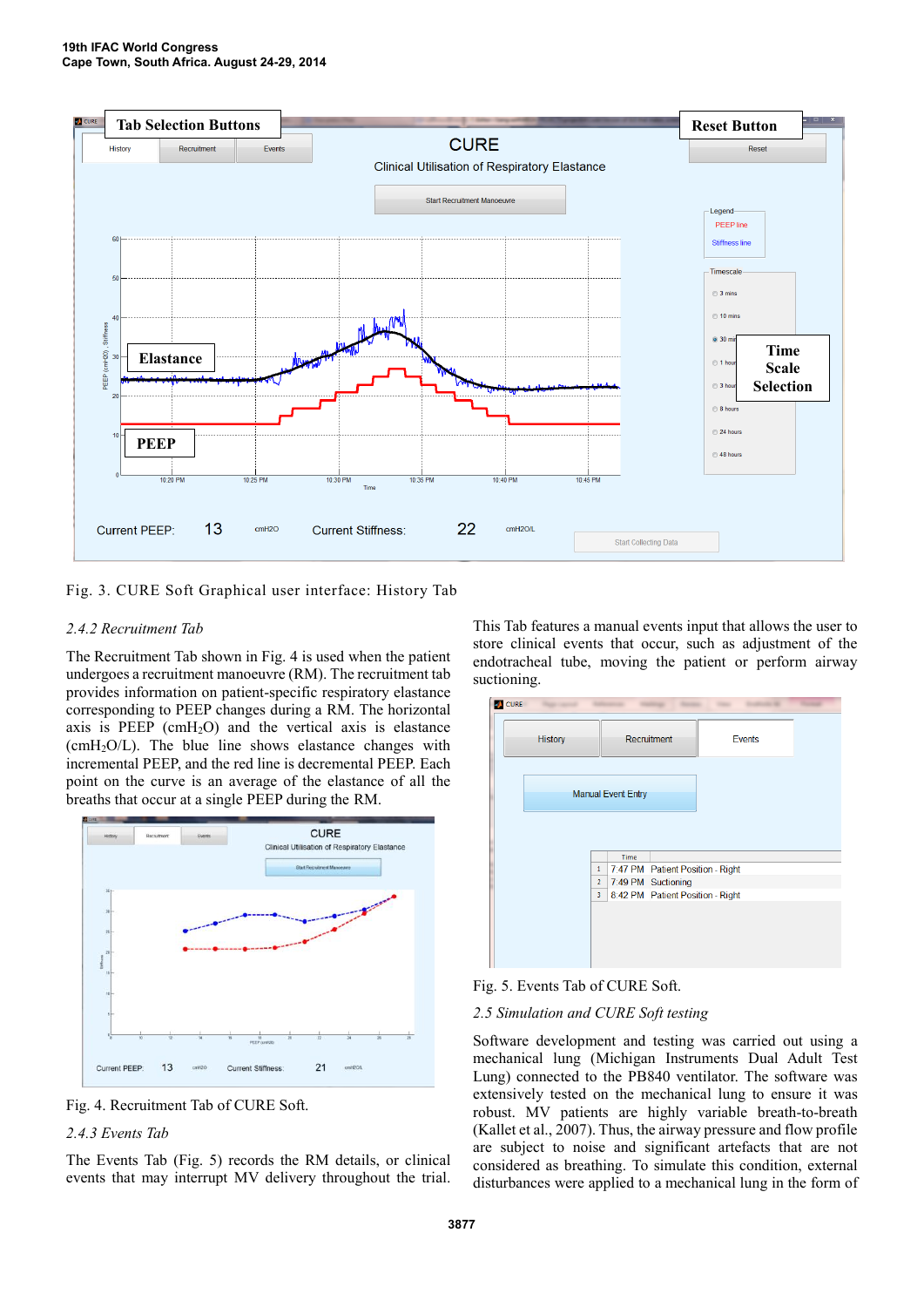Fig. 3. CURE Soft Graphical user interface: History Tab

### 2.4.2 Recruitment Tab

The Recruitment Tab shown in Fig. 4 is used when the patient undergoes a recruitment manoeuvre (RM). The recruitment tab provides information on patient-specific respiratory elastance corresponding to PEEP changes during a RM. The horizontal axis is PEEP ($cmH_2O$) and the vertical axis is elastance ($cmH_2O/L$). The blue line shows elastance changes with incremental PEEP, and the red line is decremental PEEP. Each point on the curve is an average of the elastance of all the breaths that occur at a single PEEP during the RM.

Fig. 4. Recruitment Tab of CURE Soft.

### 2.4.3 Events Tab

The Events Tab (Fig. 5) records the RM details, or clinical events that may interrupt MV delivery throughout the trial. This Tab features a manual events input that allows the user to store clinical events that occur, such as adjustment of the endotracheal tube, moving the patient or perform airway suctioning.

Fig. 5. Events Tab of CURE Soft.

### 2.5 Simulation and CURE Soft testing

Software development and testing was carried out using a mechanical lung (Michigan Instruments Dual Adult Test Lung) connected to the PB840 ventilator. The software was extensively tested on the mechanical lung to ensure it was robust. MV patients are highly variable breath-to-breath (Kallet et al., 2007). Thus, the airway pressure and flow profile are subject to noise and significant artefacts that are not considered as breathing. To simulate this condition, external disturbances were applied to a mechanical lung in the form of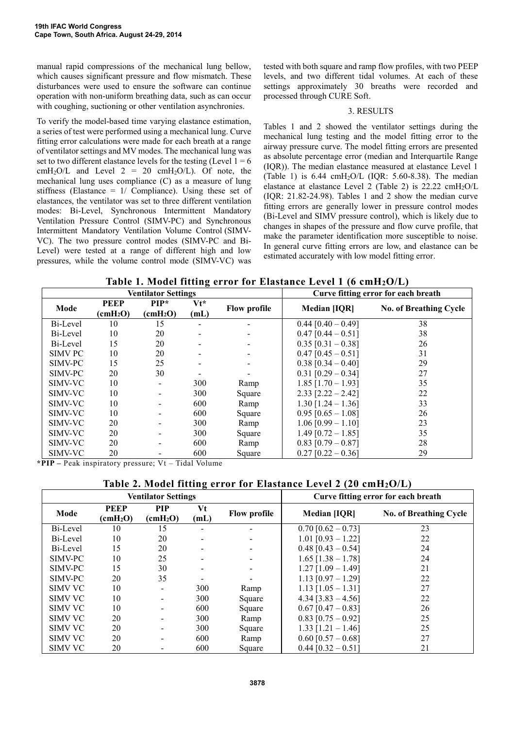manual rapid compressions of the mechanical lung bellow, which causes significant pressure and flow mismatch. These disturbances were used to ensure the software can continue operation with non-uniform breathing data, such as can occur with coughing, suctioning or other ventilation asynchronies.

To verify the model-based time varying elastance estimation, a series of test were performed using a mechanical lung. Curve fitting error calculations were made for each breath at a range of ventilator settings and MV modes. The mechanical lung was set to two different elastance levels for the testing (Level 1 = 6 $cmH_2O/L$ and Level 2 = 20 $cmH_2O/L$). Of note, the mechanical lung uses compliance (C) as a measure of lung stiffness (Elastance = 1/ Compliance). Using these set of elastances, the ventilator was set to three different ventilation modes: Bi-Level, Synchronous Intermittent Mandatory Ventilation Pressure Control (SIMV-PC) and Synchronous Intermittent Mandatory Ventilation Volume Control (SIMV-VC). The two pressure control modes (SIMV-PC and Bi-Level) were tested at a range of different high and low pressures, while the volume control mode (SIMV-VC) was tested with both square and ramp flow profiles, with two PEEP levels, and two different tidal volumes. At each of these settings approximately 30 breaths were recorded and processed through CURE Soft.

## 3. RESULTS

Tables 1 and 2 showed the ventilator settings during the mechanical lung testing and the model fitting error to the airway pressure curve. The model fitting errors are presented as absolute percentage error (median and Interquartile Range (IQR)). The median elastance measured at elastance Level 1 (Table 1) is 6.44 $cmH_2O/L$ (IQR: 5.60-8.38). The median elastance at elastance Level 2 (Table 2) is 22.22 $cmH_2O/L$ (IQR: 21.82-24.98). Tables 1 and 2 show the median curve fitting errors are generally lower in pressure control modes (Bi-Level and SIMV pressure control), which is likely due to changes in shapes of the pressure and flow curve profile, that make the parameter identification more susceptible to noise. In general curve fitting errors are low, and elastance can be estimated accurately with low model fitting error.

**Table 1. Model fitting error for Elastance Level 1 (6 $cmH_2O/L$)**

| Ventilator Settings | | | | | Curve fitting error for each breath | |
|---|---|---|---|---|---|---|
| Mode | PEEP ($cmH_2O$) | PIP* ($cmH_2O$) | Vt* (mL) | Flow profile | Median [IQR] | No. of Breathing Cycle |
| Bi-Level | 10 | 15 | - | - | 0.44 [0.40 – 0.49] | 38 |
| Bi-Level | 10 | 20 | - | - | 0.47 [0.44 – 0.51] | 38 |
| Bi-Level | 15 | 20 | - | - | 0.35 [0.31 – 0.38] | 26 |
| SIMV PC | 10 | 20 | - | - | 0.47 [0.45 – 0.51] | 31 |
| SIMV-PC | 15 | 25 | - | - | 0.38 [0.34 – 0.40] | 29 |
| SIMV-PC | 20 | 30 | - | - | 0.31 [0.29 – 0.34] | 27 |
| SIMV-VC | 10 | - | 300 | Ramp | 1.85 [1.70 – 1.93] | 35 |
| SIMV-VC | 10 | - | 300 | Square | 2.33 [2.22 – 2.42] | 22 |
| SIMV-VC | 10 | - | 600 | Ramp | 1.30 [1.24 – 1.36] | 33 |
| SIMV-VC | 10 | - | 600 | Square | 0.95 [0.65 – 1.08] | 26 |
| SIMV-VC | 20 | - | 300 | Ramp | 1.06 [0.99 – 1.10] | 23 |
| SIMV-VC | 20 | - | 300 | Square | 1.49 [0.72 – 1.85] | 35 |
| SIMV-VC | 20 | - | 600 | Ramp | 0.83 [0.79 – 0.87] | 28 |
| SIMV-VC | 20 | - | 600 | Square | 0.27 [0.22 – 0.36] | 29 |

***PIP** – Peak inspiratory pressure; Vt – Tidal Volume

**Table 2. Model fitting error for Elastance Level 2 (20 $cmH_2O/L$)**

| Ventilator Settings | | | | | Curve fitting error for each breath | |
|---|---|---|---|---|---|---|
| Mode | PEEP ($cmH_2O$) | PIP ($cmH_2O$) | Vt (mL) | Flow profile | Median [IQR] | No. of Breathing Cycle |
| Bi-Level | 10 | 15 | - | - | 0.70 [0.62 – 0.73] | 23 |
| Bi-Level | 10 | 20 | - | - | 1.01 [0.93 – 1.22] | 22 |
| Bi-Level | 15 | 20 | - | - | 0.48 [0.43 – 0.54] | 24 |
| SIMV-PC | 10 | 25 | - | - | 1.65 [1.38 – 1.78] | 24 |
| SIMV-PC | 15 | 30 | - | - | 1.27 [1.09 – 1.49] | 21 |
| SIMV-PC | 20 | 35 | - | - | 1.13 [0.97 – 1.29] | 22 |
| SIMV VC | 10 | - | 300 | Ramp | 1.13 [1.05 – 1.31] | 27 |
| SIMV VC | 10 | - | 300 | Square | 4.34 [3.83 – 4.56] | 22 |
| SIMV VC | 10 | - | 600 | Square | 0.67 [0.47 – 0.83] | 26 |
| SIMV VC | 20 | - | 300 | Ramp | 0.83 [0.75 – 0.92] | 25 |
| SIMV VC | 20 | - | 300 | Square | 1.33 [1.21 – 1.46] | 25 |
| SIMV VC | 20 | - | 600 | Ramp | 0.60 [0.57 – 0.68] | 27 |
| SIMV VC | 20 | - | 600 | Square | 0.44 [0.32 – 0.51] | 21 |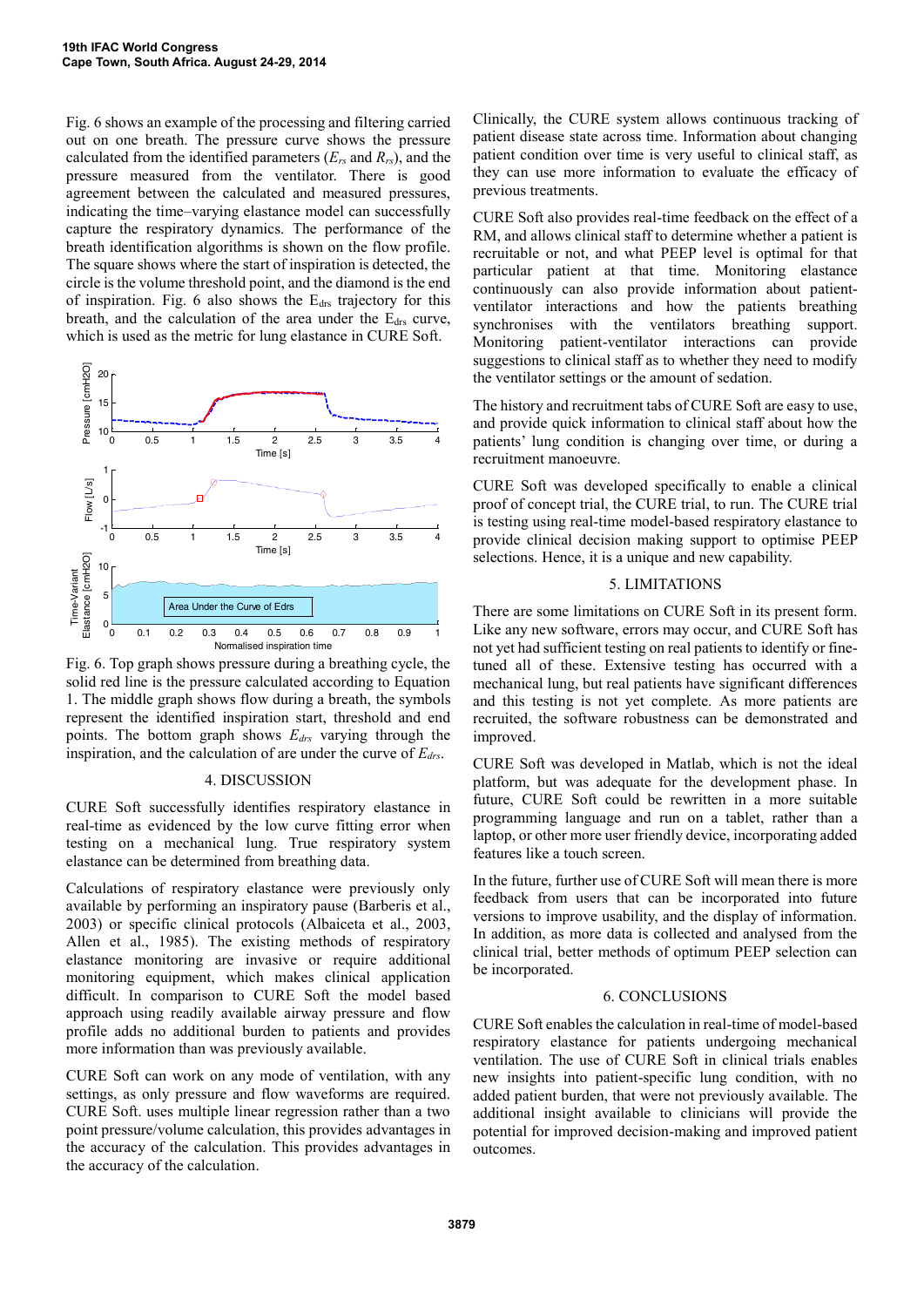Fig. 6 shows an example of the processing and filtering carried out on one breath. The pressure curve shows the pressure calculated from the identified parameters ($E_{rs}$ and $R_{rs}$), and the pressure measured from the ventilator. There is good agreement between the calculated and measured pressures, indicating the time–varying elastance model can successfully capture the respiratory dynamics. The performance of the breath identification algorithms is shown on the flow profile. The square shows where the start of inspiration is detected, the circle is the volume threshold point, and the diamond is the end of inspiration. Fig. 6 also shows the $E_{drs}$ trajectory for this breath, and the calculation of the area under the $E_{drs}$ curve, which is used as the metric for lung elastance in CURE Soft.

Fig. 6. Top graph shows pressure during a breathing cycle, the solid red line is the pressure calculated according to Equation 1. The middle graph shows flow during a breath, the symbols represent the identified inspiration start, threshold and end points. The bottom graph shows $E_{drs}$ varying through the inspiration, and the calculation of are under the curve of $E_{drs}$.

## 4. DISCUSSION

CURE Soft successfully identifies respiratory elastance in real-time as evidenced by the low curve fitting error when testing on a mechanical lung. True respiratory system elastance can be determined from breathing data.

Calculations of respiratory elastance were previously only available by performing an inspiratory pause (Barberis et al., 2003) or specific clinical protocols (Albaiceta et al., 2003, Allen et al., 1985). The existing methods of respiratory elastance monitoring are invasive or require additional monitoring equipment, which makes clinical application difficult. In comparison to CURE Soft the model based approach using readily available airway pressure and flow profile adds no additional burden to patients and provides more information than was previously available.

CURE Soft can work on any mode of ventilation, with any settings, as only pressure and flow waveforms are required. CURE Soft. uses multiple linear regression rather than a two point pressure/volume calculation, this provides advantages in the accuracy of the calculation. This provides advantages in the accuracy of the calculation.

Clinically, the CURE system allows continuous tracking of patient disease state across time. Information about changing patient condition over time is very useful to clinical staff, as they can use more information to evaluate the efficacy of previous treatments.

CURE Soft also provides real-time feedback on the effect of a RM, and allows clinical staff to determine whether a patient is recruitable or not, and what PEEP level is optimal for that particular patient at that time. Monitoring elastance continuously can also provide information about patient-ventilator interactions and how the patients breathing synchronises with the ventilators breathing support. Monitoring patient-ventilator interactions can provide suggestions to clinical staff as to whether they need to modify the ventilator settings or the amount of sedation.

The history and recruitment tabs of CURE Soft are easy to use, and provide quick information to clinical staff about how the patients' lung condition is changing over time, or during a recruitment manoeuvre.

CURE Soft was developed specifically to enable a clinical proof of concept trial, the CURE trial, to run. The CURE trial is testing using real-time model-based respiratory elastance to provide clinical decision making support to optimise PEEP selections. Hence, it is a unique and new capability.

## 5. LIMITATIONS

There are some limitations on CURE Soft in its present form. Like any new software, errors may occur, and CURE Soft has not yet had sufficient testing on real patients to identify or fine-tuned all of these. Extensive testing has occurred with a mechanical lung, but real patients have significant differences and this testing is not yet complete. As more patients are recruited, the software robustness can be demonstrated and improved.

CURE Soft was developed in Matlab, which is not the ideal platform, but was adequate for the development phase. In future, CURE Soft could be rewritten in a more suitable programming language and run on a tablet, rather than a laptop, or other more user friendly device, incorporating added features like a touch screen.

In the future, further use of CURE Soft will mean there is more feedback from users that can be incorporated into future versions to improve usability, and the display of information. In addition, as more data is collected and analysed from the clinical trial, better methods of optimum PEEP selection can be incorporated.

## 6. CONCLUSIONS

CURE Soft enables the calculation in real-time of model-based respiratory elastance for patients undergoing mechanical ventilation. The use of CURE Soft in clinical trials enables new insights into patient-specific lung condition, with no added patient burden, that were not previously available. The additional insight available to clinicians will provide the potential for improved decision-making and improved patient outcomes.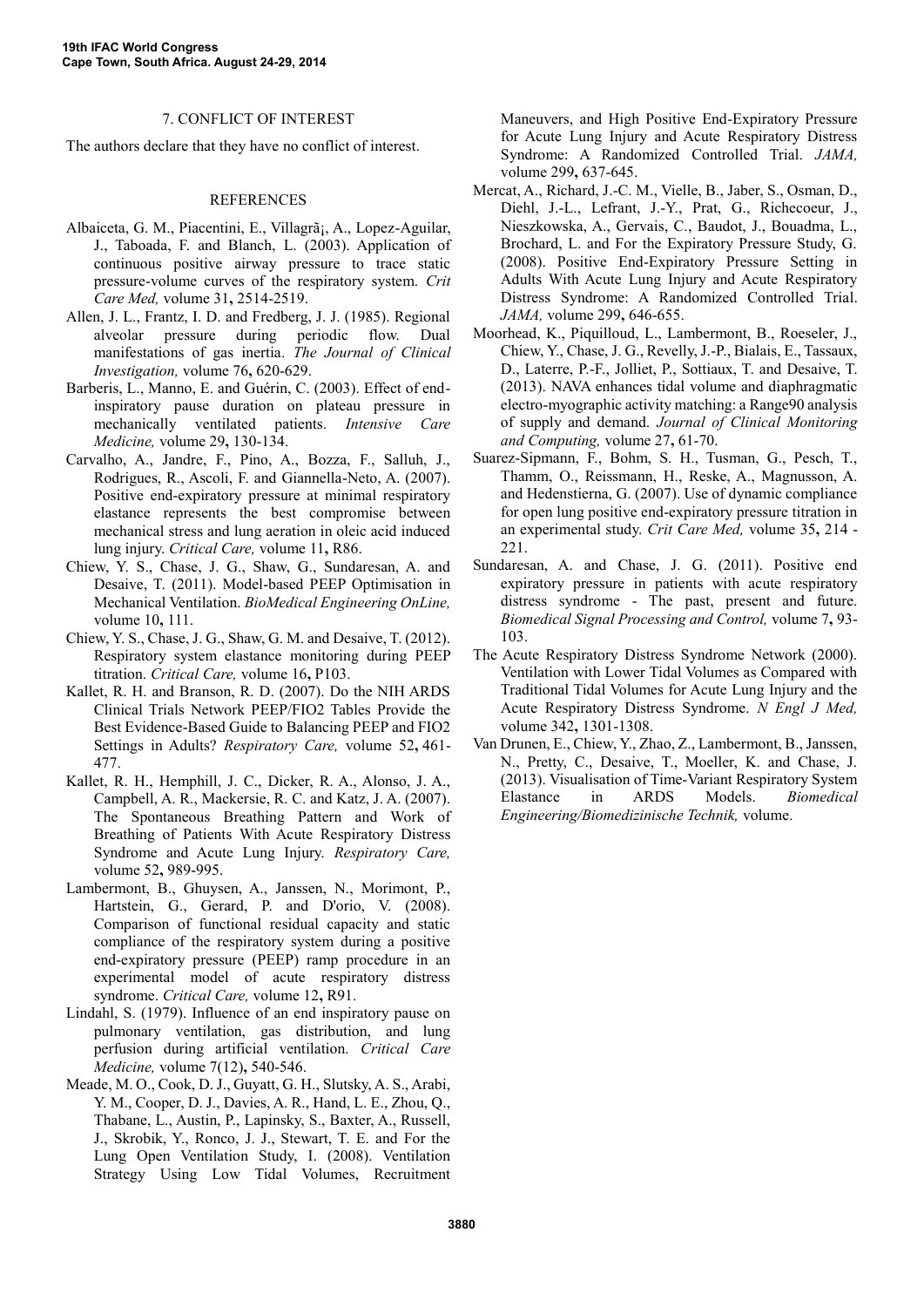## 7. CONFLICT OF INTEREST

The authors declare that they have no conflict of interest.

## REFERENCES

Albaiceta, G. M., Piacentini, E., Villagrã¡, A., Lopez-Aguilar, J., Taboada, F. and Blanch, L. (2003). Application of continuous positive airway pressure to trace static pressure-volume curves of the respiratory system. *Crit Care Med,* volume 31**,** 2514-2519.

Allen, J. L., Frantz, I. D. and Fredberg, J. J. (1985). Regional alveolar pressure during periodic flow. Dual manifestations of gas inertia. *The Journal of Clinical Investigation,* volume 76**,** 620-629.

Barberis, L., Manno, E. and Guérin, C. (2003). Effect of end-inspiratory pause duration on plateau pressure in mechanically ventilated patients. *Intensive Care Medicine,* volume 29**,** 130-134.

Carvalho, A., Jandre, F., Pino, A., Bozza, F., Salluh, J., Rodrigues, R., Ascoli, F. and Giannella-Neto, A. (2007). Positive end-expiratory pressure at minimal respiratory elastance represents the best compromise between mechanical stress and lung aeration in oleic acid induced lung injury. *Critical Care,* volume 11**,** R86.

Chiew, Y. S., Chase, J. G., Shaw, G., Sundaresan, A. and Desaive, T. (2011). Model-based PEEP Optimisation in Mechanical Ventilation. *BioMedical Engineering OnLine,* volume 10**,** 111.

Chiew, Y. S., Chase, J. G., Shaw, G. M. and Desaive, T. (2012). Respiratory system elastance monitoring during PEEP titration. *Critical Care,* volume 16**,** P103.

Kallet, R. H. and Branson, R. D. (2007). Do the NIH ARDS Clinical Trials Network PEEP/FIO2 Tables Provide the Best Evidence-Based Guide to Balancing PEEP and FIO2 Settings in Adults? *Respiratory Care,* volume 52**,** 461-477.

Kallet, R. H., Hemphill, J. C., Dicker, R. A., Alonso, J. A., Campbell, A. R., Mackersie, R. C. and Katz, J. A. (2007). The Spontaneous Breathing Pattern and Work of Breathing of Patients With Acute Respiratory Distress Syndrome and Acute Lung Injury. *Respiratory Care,* volume 52**,** 989-995.

Lambermont, B., Ghuysen, A., Janssen, N., Morimont, P., Hartstein, G., Gerard, P. and D'orio, V. (2008). Comparison of functional residual capacity and static compliance of the respiratory system during a positive end-expiratory pressure (PEEP) ramp procedure in an experimental model of acute respiratory distress syndrome. *Critical Care,* volume 12**,** R91.

Lindahl, S. (1979). Influence of an end inspiratory pause on pulmonary ventilation, gas distribution, and lung perfusion during artificial ventilation. *Critical Care Medicine,* volume 7(12)**,** 540-546.

Meade, M. O., Cook, D. J., Guyatt, G. H., Slutsky, A. S., Arabi, Y. M., Cooper, D. J., Davies, A. R., Hand, L. E., Zhou, Q., Thabane, L., Austin, P., Lapinsky, S., Baxter, A., Russell, J., Skrobik, Y., Ronco, J. J., Stewart, T. E. and For the Lung Open Ventilation Study, I. (2008). Ventilation Strategy Using Low Tidal Volumes, Recruitment Maneuvers, and High Positive End-Expiratory Pressure for Acute Lung Injury and Acute Respiratory Distress Syndrome: A Randomized Controlled Trial. *JAMA,* volume 299**,** 637-645.

Mercat, A., Richard, J.-C. M., Vielle, B., Jaber, S., Osman, D., Diehl, J.-L., Lefrant, J.-Y., Prat, G., Richecoeur, J., Nieszkowska, A., Gervais, C., Baudot, J., Bouadma, L., Brochard, L. and For the Expiratory Pressure Study, G. (2008). Positive End-Expiratory Pressure Setting in Adults With Acute Lung Injury and Acute Respiratory Distress Syndrome: A Randomized Controlled Trial. *JAMA,* volume 299**,** 646-655.

Moorhead, K., Piquilloud, L., Lambermont, B., Roeseler, J., Chiew, Y., Chase, J. G., Revelly, J.-P., Bialais, E., Tassaux, D., Laterre, P.-F., Jolliet, P., Sottiaux, T. and Desaive, T. (2013). NAVA enhances tidal volume and diaphragmatic electro-myographic activity matching: a Range90 analysis of supply and demand. *Journal of Clinical Monitoring and Computing,* volume 27**,** 61-70.

Suarez-Sipmann, F., Bohm, S. H., Tusman, G., Pesch, T., Thamm, O., Reissmann, H., Reske, A., Magnusson, A. and Hedenstierna, G. (2007). Use of dynamic compliance for open lung positive end-expiratory pressure titration in an experimental study. *Crit Care Med,* volume 35**,** 214 - 221.

Sundaresan, A. and Chase, J. G. (2011). Positive end expiratory pressure in patients with acute respiratory distress syndrome - The past, present and future. *Biomedical Signal Processing and Control,* volume 7**,** 93-103.

The Acute Respiratory Distress Syndrome Network (2000). Ventilation with Lower Tidal Volumes as Compared with Traditional Tidal Volumes for Acute Lung Injury and the Acute Respiratory Distress Syndrome. *N Engl J Med,* volume 342**,** 1301-1308.

Van Drunen, E., Chiew, Y., Zhao, Z., Lambermont, B., Janssen, N., Pretty, C., Desaive, T., Moeller, K. and Chase, J. (2013). Visualisation of Time-Variant Respiratory System Elastance in ARDS Models. *Biomedical Engineering/Biomedizinische Technik,* volume.